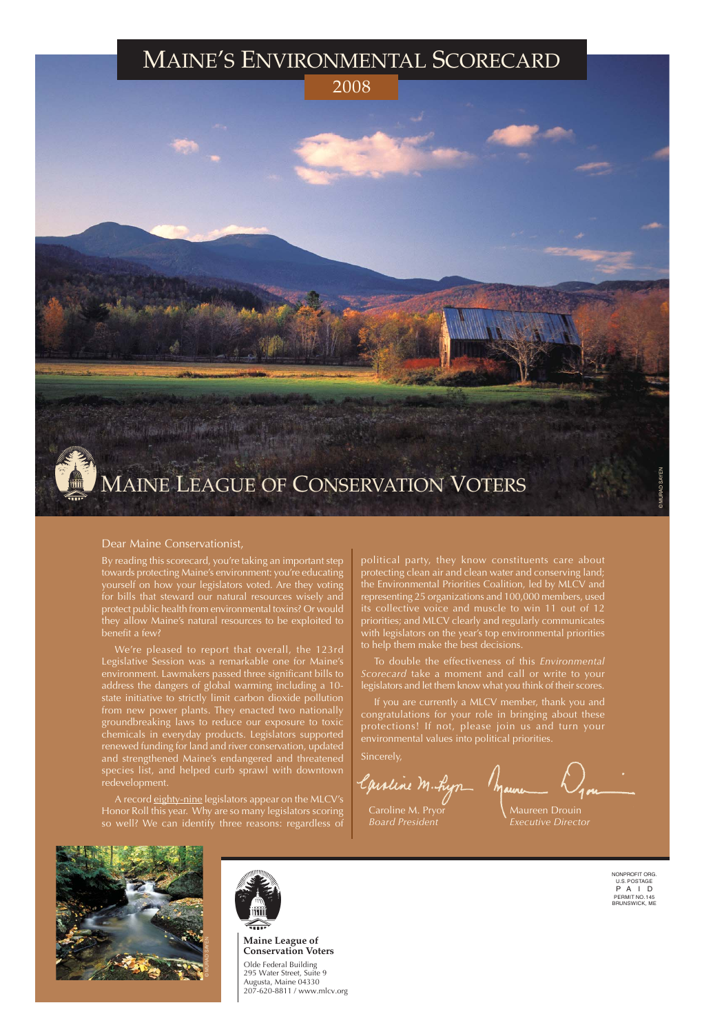# Maine's Environmental Scorecard

## 2008

© MURAD SAYEN

## Maine League of Conservation Voters

Dear Maine Conservationist,

By reading this scorecard, you're taking an important step towards protecting Maine's environment: you're educating yourself on how your legislators voted. Are they voting for bills that steward our natural resources wisely and protect public health from environmental toxins? Or would they allow Maine's natural resources to be exploited to benefit a few?

We're pleased to report that overall, the 123rd Legislative Session was a remarkable one for Maine's environment. Lawmakers passed three significant bills to address the dangers of global warming including a 10-state initiative to strictly limit carbon dioxide pollution from new power plants. They enacted two nationally groundbreaking laws to reduce our exposure to toxic chemicals in everyday products. Legislators supported renewed funding for land and river conservation, updated and strengthened Maine's endangered and threatened species list, and helped curb sprawl with downtown redevelopment.

A record eighty-nine legislators appear on the MLCV's Honor Roll this year. Why are so many legislators scoring so well? We can identify three reasons: regardless of political party, they know constituents care about protecting clean air and clean water and conserving land; the Environmental Priorities Coalition, led by MLCV and representing 25 organizations and 100,000 members, used its collective voice and muscle to win 11 out of 12 priorities; and MLCV clearly and regularly communicates with legislators on the year's top environmental priorities to help them make the best decisions.

To double the effectiveness of this *Environmental Scorecard* take a moment and call or write to your legislators and let them know what you think of their scores.

If you are currently a MLCV member, thank you and congratulations for your role in bringing about these protections! If not, please join us and turn your environmental values into political priorities.

Sincerely,

Caroline M. Pryor
*Board President*

Maureen Drouin
*Executive Director*

© MURAD SAYEN

**Maine League of Conservation Voters**
Olde Federal Building
295 Water Street, Suite 9
Augusta, Maine 04330
207-620-8811 / www.mlcv.org

NONPROFIT ORG.
U.S. POSTAGE
P A I D
PERMIT NO.145
BRUNSWICK, ME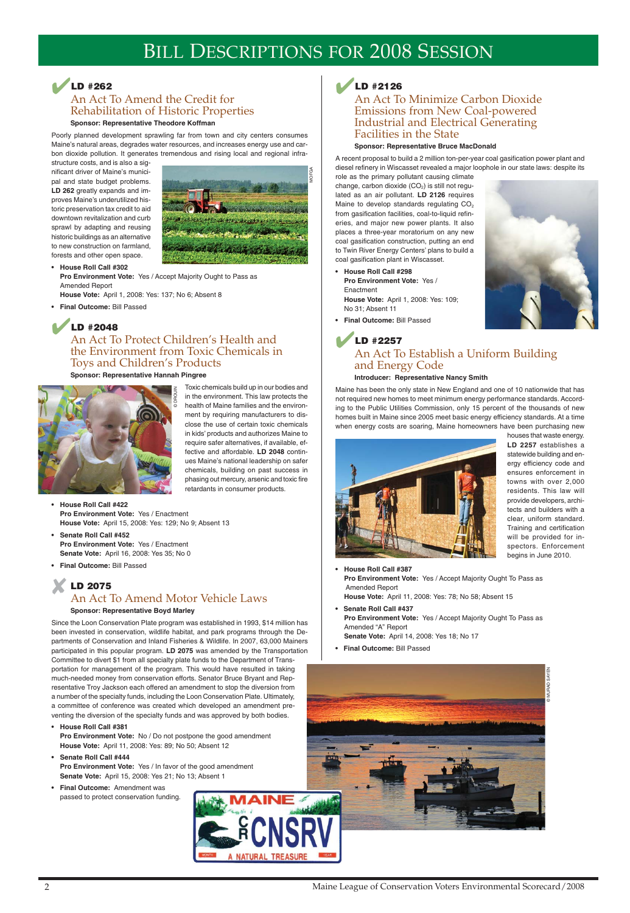# Bill Descriptions for 2008 Session

## ✔ LD #262

### An Act To Amend the Credit for Rehabilitation of Historic Properties

**Sponsor: Representative Theodore Koffman**

Poorly planned development sprawling far from town and city centers consumes Maine's natural areas, degrades water resources, and increases energy use and carbon dioxide pollution. It generates tremendous and rising local and regional infrastructure costs, and is also a significant driver of Maine's municipal and state budget problems. **LD 262** greatly expands and improves Maine's underutilized historic preservation tax credit to aid downtown revitalization and curb sprawl by adapting and reusing historic buildings as an alternative to new construction on farmland, forests and other open space.

- **House Roll Call #302**
  **Pro Environment Vote:** Yes / Accept Majority Ought to Pass as Amended Report
  **House Vote:** April 1, 2008: Yes: 137; No 6; Absent 8
- **Final Outcome:** Bill Passed

## ✔ LD #2048

### An Act To Protect Children's Health and the Environment from Toxic Chemicals in Toys and Children's Products

**Sponsor: Representative Hannah Pingree**

Toxic chemicals build up in our bodies and in the environment. This law protects the health of Maine families and the environment by requiring manufacturers to disclose the use of certain toxic chemicals in kids' products and authorizes Maine to require safer alternatives, if available, effective and affordable. **LD 2048** continues Maine's national leadership on safer chemicals, building on past success in phasing out mercury, arsenic and toxic fire retardants in consumer products.

- **House Roll Call #422**
  **Pro Environment Vote:** Yes / Enactment
  **House Vote:** April 15, 2008: Yes: 129; No 9; Absent 13
- **Senate Roll Call #452**
  **Pro Environment Vote:** Yes / Enactment
  **Senate Vote:** April 16, 2008: Yes 35; No 0
- **Final Outcome:** Bill Passed

## ✘ LD 2075

### An Act To Amend Motor Vehicle Laws

**Sponsor: Representative Boyd Marley**

Since the Loon Conservation Plate program was established in 1993, $14 million has been invested in conservation, wildlife habitat, and park programs through the Departments of Conservation and Inland Fisheries & Wildlife. In 2007, 63,000 Mainers participated in this popular program. **LD 2075** was amended by the Transportation Committee to divert $1 from all specialty plate funds to the Department of Transportation for management of the program. This would have resulted in taking much-needed money from conservation efforts. Senator Bruce Bryant and Representative Troy Jackson each offered an amendment to stop the diversion from a number of the specialty funds, including the Loon Conservation Plate. Ultimately, a committee of conference was created which developed an amendment preventing the diversion of the specialty funds and was approved by both bodies.

- **House Roll Call #381**
  **Pro Environment Vote:** No / Do not postpone the good amendment
  **House Vote:** April 11, 2008: Yes: 89; No 50; Absent 12
- **Senate Roll Call #444**
  **Pro Environment Vote:** Yes / In favor of the good amendment
  **Senate Vote:** April 15, 2008: Yes 21; No 13; Absent 1
- **Final Outcome:** Amendment was passed to protect conservation funding.

## ✔ LD #2126

### An Act To Minimize Carbon Dioxide Emissions from New Coal-powered Industrial and Electrical Generating Facilities in the State

**Sponsor: Representative Bruce MacDonald**

A recent proposal to build a 2 million ton-per-year coal gasification power plant and diesel refinery in Wiscasset revealed a major loophole in our state laws: despite its role as the primary pollutant causing climate change, carbon dioxide ($CO_2$) is still not regulated as an air pollutant. **LD 2126** requires Maine to develop standards regulating $CO_2$ from gasification facilities, coal-to-liquid refineries, and major new power plants. It also places a three-year moratorium on any new coal gasification construction, putting an end to Twin River Energy Centers' plans to build a coal gasification plant in Wiscasset.

- **House Roll Call #298**
  **Pro Environment Vote:** Yes / Enactment
  **House Vote:** April 1, 2008: Yes: 109; No 31; Absent 11
- **Final Outcome:** Bill Passed

## ✔ LD #2257

### An Act To Establish a Uniform Building and Energy Code

**Introducer: Representative Nancy Smith**

Maine has been the only state in New England and one of 10 nationwide that has not required new homes to meet minimum energy performance standards. According to the Public Utilities Commission, only 15 percent of the thousands of new homes built in Maine since 2005 meet basic energy efficiency standards. At a time when energy costs are soaring, Maine homeowners have been purchasing new houses that waste energy. **LD 2257** establishes a statewide building and energy efficiency code and ensures enforcement in towns with over 2,000 residents. This law will provide developers, architects and builders with a clear, uniform standard. Training and certification will be provided for inspectors. Enforcement begins in June 2010.

- **House Roll Call #387**
  **Pro Environment Vote:** Yes / Accept Majority Ought To Pass as Amended Report
  **House Vote:** April 11, 2008: Yes: 78; No 58; Absent 15
- **Senate Roll Call #437**
  **Pro Environment Vote:** Yes / Accept Majority Ought To Pass as Amended "A" Report
  **Senate Vote:** April 14, 2008: Yes 18; No 17
- **Final Outcome:** Bill Passed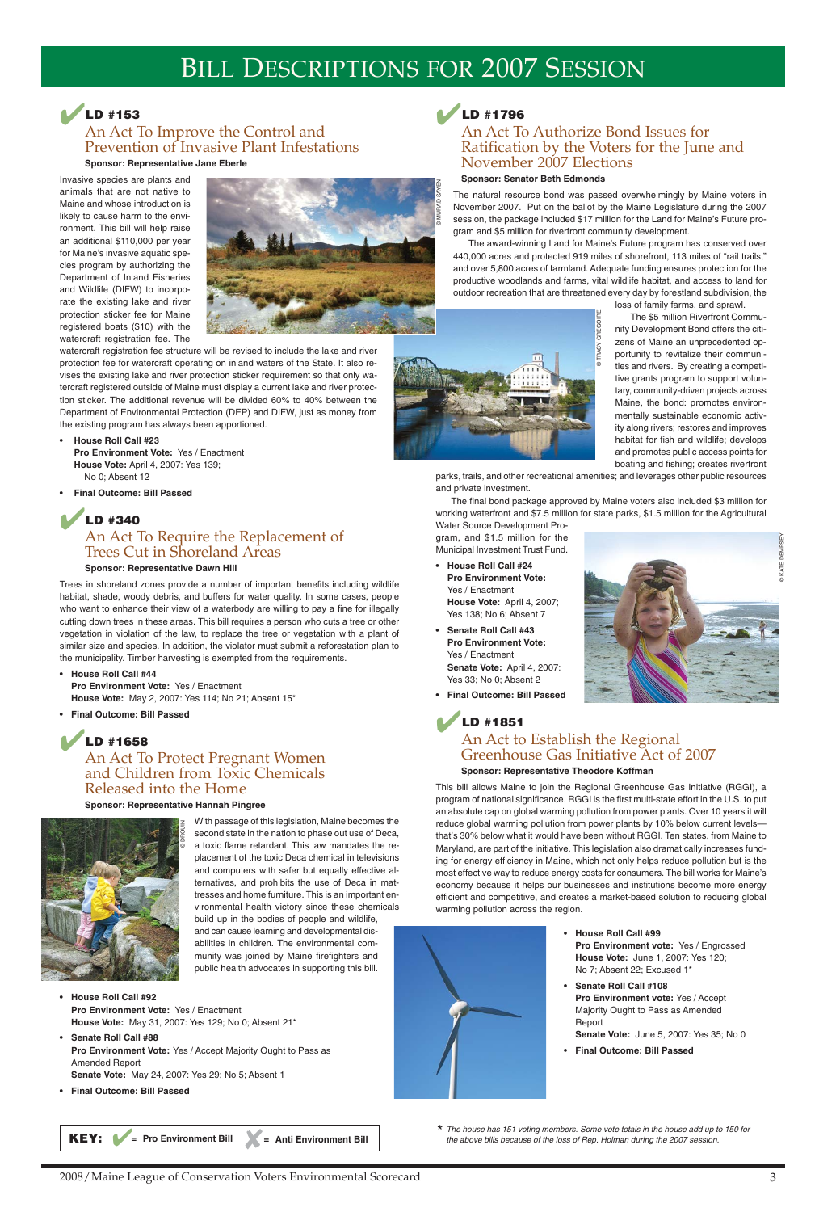# Bill Descriptions for 2007 Session

## ✔ LD #153

### An Act To Improve the Control and Prevention of Invasive Plant Infestations

**Sponsor: Representative Jane Eberle**

Invasive species are plants and animals that are not native to Maine and whose introduction is likely to cause harm to the environment. This bill will help raise an additional $110,000 per year for Maine's invasive aquatic species program by authorizing the Department of Inland Fisheries and Wildlife (DIFW) to incorporate the existing lake and river protection sticker fee for Maine registered boats ($10) with the watercraft registration fee. The watercraft registration fee structure will be revised to include the lake and river protection fee for watercraft operating on inland waters of the State. It also revises the existing lake and river protection sticker requirement so that only watercraft registered outside of Maine must display a current lake and river protection sticker. The additional revenue will be divided 60% to 40% between the Department of Environmental Protection (DEP) and DIFW, just as money from the existing program has always been apportioned.

© MURAD SAYEN

- **House Roll Call #23**
  **Pro Environment Vote:** Yes / Enactment
  **House Vote:** April 4, 2007: Yes 139; No 0; Absent 12
- **Final Outcome: Bill Passed**

## ✔ LD #340

### An Act To Require the Replacement of Trees Cut in Shoreland Areas

**Sponsor: Representative Dawn Hill**

Trees in shoreland zones provide a number of important benefits including wildlife habitat, shade, woody debris, and buffers for water quality. In some cases, people who want to enhance their view of a waterbody are willing to pay a fine for illegally cutting down trees in these areas. This bill requires a person who cuts a tree or other vegetation in violation of the law, to replace the tree or vegetation with a plant of similar size and species. In addition, the violator must submit a reforestation plan to the municipality. Timber harvesting is exempted from the requirements.

- **House Roll Call #44**
  **Pro Environment Vote:** Yes / Enactment
  **House Vote:** May 2, 2007: Yes 114; No 21; Absent 15*
- **Final Outcome: Bill Passed**

## ✔ LD #1658

### An Act To Protect Pregnant Women and Children from Toxic Chemicals Released into the Home

**Sponsor: Representative Hannah Pingree**

© DROUIN

With passage of this legislation, Maine becomes the second state in the nation to phase out use of Deca, a toxic flame retardant. This law mandates the replacement of the toxic Deca chemical in televisions and computers with safer but equally effective alternatives, and prohibits the use of Deca in mattresses and home furniture. This is an important environmental health victory since these chemicals build up in the bodies of people and wildlife, and can cause learning and developmental disabilities in children. The environmental community was joined by Maine firefighters and public health advocates in supporting this bill.

- **House Roll Call #92**
  **Pro Environment Vote:** Yes / Enactment
  **House Vote:** May 31, 2007: Yes 129; No 0; Absent 21*
- **Senate Roll Call #88**
  **Pro Environment Vote:** Yes / Accept Majority Ought to Pass as Amended Report
  **Senate Vote:** May 24, 2007: Yes 29; No 5; Absent 1
- **Final Outcome: Bill Passed**

**KEY:** ✔ = Pro Environment Bill ✘ = Anti Environment Bill

## ✔ LD #1796

### An Act To Authorize Bond Issues for Ratification by the Voters for the June and November 2007 Elections

**Sponsor: Senator Beth Edmonds**

The natural resource bond was passed overwhelmingly by Maine voters in November 2007. Put on the ballot by the Maine Legislature during the 2007 session, the package included $17 million for the Land for Maine's Future program and $5 million for riverfront community development.

The award-winning Land for Maine's Future program has conserved over 440,000 acres and protected 919 miles of shorefront, 113 miles of "rail trails," and over 5,800 acres of farmland. Adequate funding ensures protection for the productive woodlands and farms, vital wildlife habitat, and access to land for outdoor recreation that are threatened every day by forestland subdivision, the loss of family farms, and sprawl.

© TRACY GREGOIRE

The $5 million Riverfront Community Development Bond offers the citizens of Maine an unprecedented opportunity to revitalize their communities and rivers. By creating a competitive grants program to support voluntary, community-driven projects across Maine, the bond: promotes environmentally sustainable economic activity along rivers; restores and improves habitat for fish and wildlife; develops and promotes public access points for boating and fishing; creates riverfront parks, trails, and other recreational amenities; and leverages other public resources and private investment.

The final bond package approved by Maine voters also included $3 million for working waterfront and $7.5 million for state parks, $1.5 million for the Agricultural Water Source Development Program, and $1.5 million for the Municipal Investment Trust Fund.

© KATE DEMPSEY

- **House Roll Call #24**
  **Pro Environment Vote:** Yes / Enactment
  **House Vote:** April 4, 2007; Yes 138; No 6; Absent 7
- **Senate Roll Call #43**
  **Pro Environment Vote:** Yes / Enactment
  **Senate Vote:** April 4, 2007: Yes 33; No 0; Absent 2
- **Final Outcome: Bill Passed**

## ✔ LD #1851

### An Act to Establish the Regional Greenhouse Gas Initiative Act of 2007

**Sponsor: Representative Theodore Koffman**

This bill allows Maine to join the Regional Greenhouse Gas Initiative (RGGI), a program of national significance. RGGI is the first multi-state effort in the U.S. to put an absolute cap on global warming pollution from power plants. Over 10 years it will reduce global warming pollution from power plants by 10% below current levels—that's 30% below what it would have been without RGGI. Ten states, from Maine to Maryland, are part of the initiative. This legislation also dramatically increases funding for energy efficiency in Maine, which not only helps reduce pollution but is the most effective way to reduce energy costs for consumers. The bill works for Maine's economy because it helps our businesses and institutions become more energy efficient and competitive, and creates a market-based solution to reducing global warming pollution across the region.

- **House Roll Call #99**
  **Pro Environment vote:** Yes / Engrossed
  **House Vote:** June 1, 2007: Yes 120; No 7; Absent 22; Excused 1*
- **Senate Roll Call #108**
  **Pro Environment vote:** Yes / Accept Majority Ought to Pass as Amended Report
  **Senate Vote:** June 5, 2007: Yes 35; No 0
- **Final Outcome: Bill Passed**

*\* The house has 151 voting members. Some vote totals in the house add up to 150 for the above bills because of the loss of Rep. Holman during the 2007 session.*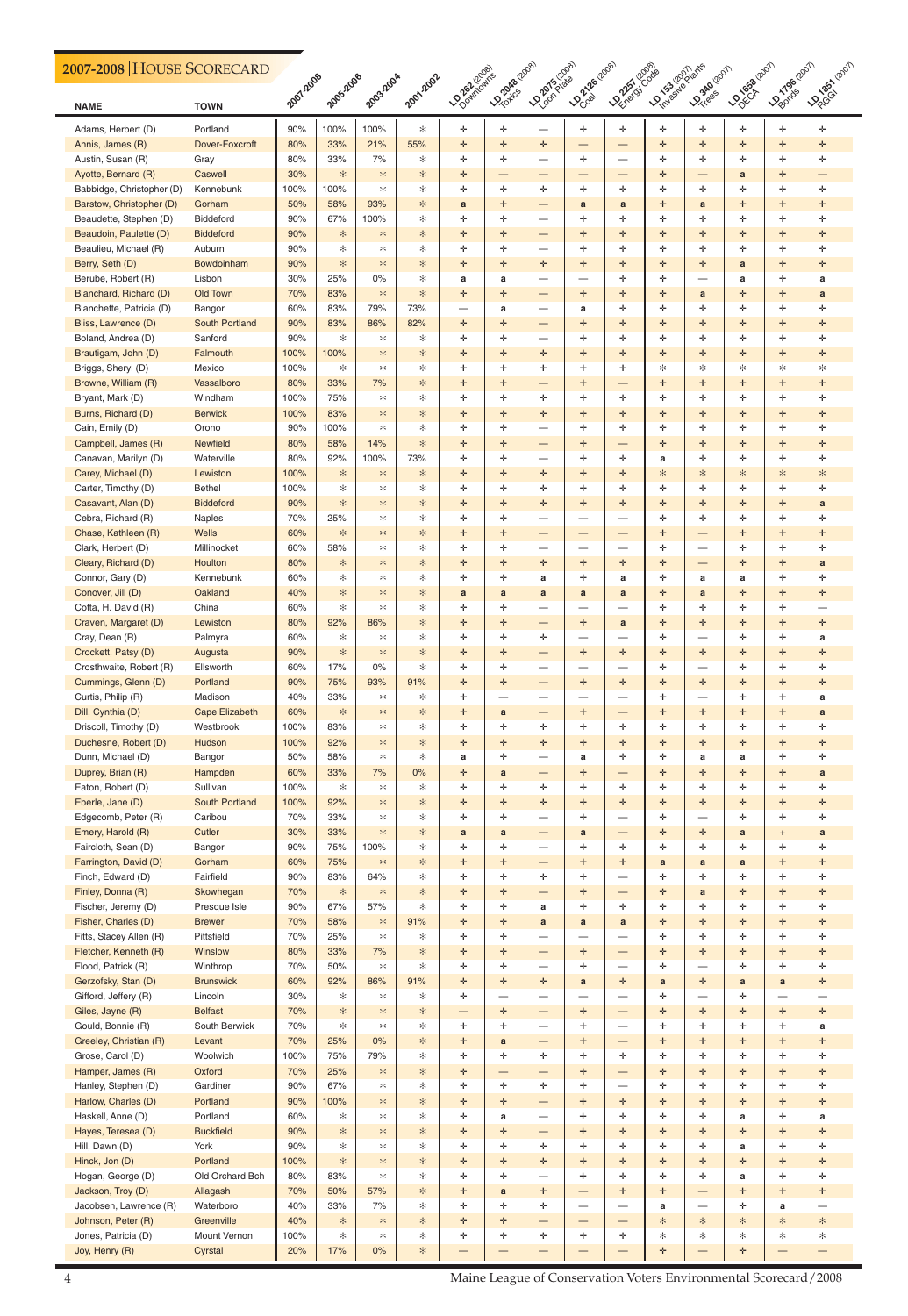## 2007-2008 | House Scorecard

| NAME | TOWN | 2007-2008 | 2005-2006 | 2003-2004 | 2001-2002 | LD 262 (2008) Downtowns | LD 2048 (2008) Toxics | LD 2075 (2008) Loon Plate | LD 2126 (2008) Coal | LD 2257 (2008) Energy Code | LD 153 (2007) Invasive Plants | LD 340 (2007) Trees | LD 1658 (2007) DECA | LD 1796 (2007) Bonds | LD 1851 (2007) RGGI |
|---|---|---|---|---|---|---|---|---|---|---|---|---|---|---|---|
| Adams, Herbert (D) | Portland | 90% | 100% | 100% | * | + | + | — | + | + | + | + | + | + | + |
| Annis, James (R) | Dover-Foxcroft | 80% | 33% | 21% | 55% | + | + | + | — | — | + | + | + | + | + |
| Austin, Susan (R) | Gray | 80% | 33% | 7% | * | + | + | — | + | — | + | + | + | + | + |
| Ayotte, Bernard (R) | Caswell | 30% | * | * | * | + | — | — | — | — | + | — | a | + | — |
| Babbidge, Christopher (D) | Kennebunk | 100% | 100% | * | * | + | + | + | + | + | + | + | + | + | + |
| Barstow, Christopher (D) | Gorham | 50% | 58% | 93% | * | a | + | — | a | a | + | a | + | + | + |
| Beaudette, Stephen (D) | Biddeford | 90% | 67% | 100% | * | + | + | — | + | + | + | + | + | + | + |
| Beaudoin, Paulette (D) | Biddeford | 90% | * | * | * | + | + | — | + | + | + | + | + | + | + |
| Beaulieu, Michael (R) | Auburn | 90% | * | * | * | + | + | — | + | + | + | + | + | + | + |
| Berry, Seth (D) | Bowdoinham | 90% | * | * | * | + | + | + | + | + | + | + | a | + | + |
| Berube, Robert (R) | Lisbon | 30% | 25% | 0% | * | a | a | — | — | + | + | — | a | + | a |
| Blanchard, Richard (D) | Old Town | 70% | 83% | * | * | + | + | — | + | + | + | a | + | + | a |
| Blanchette, Patricia (D) | Bangor | 60% | 83% | 79% | 73% | — | a | — | a | + | + | + | + | + | + |
| Bliss, Lawrence (D) | South Portland | 90% | 83% | 86% | 82% | + | + | — | + | + | + | + | + | + | + |
| Boland, Andrea (D) | Sanford | 90% | * | * | * | + | + | — | + | + | + | + | + | + | + |
| Brautigam, John (D) | Falmouth | 100% | 100% | * | * | + | + | + | + | + | + | + | + | + | + |
| Briggs, Sheryl (D) | Mexico | 100% | * | * | * | + | + | + | + | + | * | * | * | * | * |
| Browne, William (R) | Vassalboro | 80% | 33% | 7% | * | + | + | — | + | — | + | + | + | + | + |
| Bryant, Mark (D) | Windham | 100% | 75% | * | * | + | + | + | + | + | + | + | + | + | + |
| Burns, Richard (D) | Berwick | 100% | 83% | * | * | + | + | + | + | + | + | + | + | + | + |
| Cain, Emily (D) | Orono | 90% | 100% | * | * | + | + | — | + | + | + | + | + | + | + |
| Campbell, James (R) | Newfield | 80% | 58% | 14% | * | + | + | — | + | — | + | + | + | + | + |
| Canavan, Marilyn (D) | Waterville | 80% | 92% | 100% | 73% | + | + | — | + | + | a | + | + | + | + |
| Carey, Michael (D) | Lewiston | 100% | * | * | * | + | + | + | + | + | * | * | * | * | * |
| Carter, Timothy (D) | Bethel | 100% | * | * | * | + | + | + | + | + | + | + | + | + | + |
| Casavant, Alan (D) | Biddeford | 90% | * | * | * | + | + | + | + | + | + | + | + | + | a |
| Cebra, Richard (R) | Naples | 70% | 25% | * | * | + | + | — | — | — | + | + | + | + | + |
| Chase, Kathleen (R) | Wells | 60% | * | * | * | + | + | — | — | — | + | — | + | + | + |
| Clark, Herbert (D) | Millinocket | 60% | 58% | * | * | + | + | — | — | — | + | — | + | + | + |
| Cleary, Richard (D) | Houlton | 80% | * | * | * | + | + | + | + | + | + | — | + | + | a |
| Connor, Gary (D) | Kennebunk | 60% | * | * | * | + | + | a | + | a | + | a | a | + | + |
| Conover, Jill (D) | Oakland | 40% | * | * | * | a | a | a | a | a | + | a | + | + | + |
| Cotta, H. David (R) | China | 60% | * | * | * | + | + | — | — | — | + | + | + | + | — |
| Craven, Margaret (D) | Lewiston | 80% | 92% | 86% | * | + | + | — | + | a | + | + | + | + | + |
| Cray, Dean (R) | Palmyra | 60% | * | * | * | + | + | + | — | — | + | — | + | + | a |
| Crockett, Patsy (D) | Augusta | 90% | * | * | * | + | + | — | + | + | + | + | + | + | + |
| Crosthwaite, Robert (R) | Ellsworth | 60% | 17% | 0% | * | + | + | — | — | — | + | — | + | + | + |
| Cummings, Glenn (D) | Portland | 90% | 75% | 93% | 91% | + | + | — | + | + | + | + | + | + | + |
| Curtis, Philip (R) | Madison | 40% | 33% | * | * | + | — | — | — | — | + | — | + | + | a |
| Dill, Cynthia (D) | Cape Elizabeth | 60% | * | * | * | + | a | — | + | — | + | + | + | + | a |
| Driscoll, Timothy (D) | Westbrook | 100% | 83% | * | * | + | + | + | + | + | + | + | + | + | + |
| Duchesne, Robert (D) | Hudson | 100% | 92% | * | * | + | + | + | + | + | + | + | + | + | + |
| Dunn, Michael (D) | Bangor | 50% | 58% | * | * | a | + | — | a | + | + | a | a | + | + |
| Duprey, Brian (R) | Hampden | 60% | 33% | 7% | 0% | + | a | — | + | — | + | + | + | + | a |
| Eaton, Robert (D) | Sullivan | 100% | * | * | * | + | + | + | + | + | + | + | + | + | + |
| Eberle, Jane (D) | South Portland | 100% | 92% | * | * | + | + | + | + | + | + | + | + | + | + |
| Edgecomb, Peter (R) | Caribou | 70% | 33% | * | * | + | + | — | + | — | + | — | + | + | + |
| Emery, Harold (R) | Cutler | 30% | 33% | * | * | a | a | — | a | — | + | + | a | + | a |
| Faircloth, Sean (D) | Bangor | 90% | 75% | 100% | * | + | + | — | + | + | + | + | + | + | + |
| Farrington, David (D) | Gorham | 60% | 75% | * | * | + | + | — | + | + | a | a | a | + | + |
| Finch, Edward (D) | Fairfield | 90% | 83% | 64% | * | + | + | + | + | — | + | + | + | + | + |
| Finley, Donna (R) | Skowhegan | 70% | * | * | * | + | + | — | + | — | + | a | + | + | + |
| Fischer, Jeremy (D) | Presque Isle | 90% | 67% | 57% | * | + | + | a | + | + | + | + | + | + | + |
| Fisher, Charles (D) | Brewer | 70% | 58% | * | 91% | + | + | a | a | a | + | + | + | + | + |
| Fitts, Stacey Allen (R) | Pittsfield | 70% | 25% | * | * | + | + | — | — | — | + | + | + | + | + |
| Fletcher, Kenneth (R) | Winslow | 80% | 33% | 7% | * | + | + | — | + | — | + | + | + | + | + |
| Flood, Patrick (R) | Winthrop | 70% | 50% | * | * | + | + | — | + | — | + | — | + | + | + |
| Gerzofsky, Stan (D) | Brunswick | 60% | 92% | 86% | 91% | + | + | + | a | + | a | + | a | a | + |
| Gifford, Jeffery (R) | Lincoln | 30% | * | * | * | + | — | — | — | — | + | — | + | — | — |
| Giles, Jayne (R) | Belfast | 70% | * | * | * | — | + | — | + | — | + | + | + | + | + |
| Gould, Bonnie (R) | South Berwick | 70% | * | * | * | + | + | — | + | — | + | + | + | + | a |
| Greeley, Christian (R) | Levant | 70% | 25% | 0% | * | + | a | — | + | — | + | + | + | + | + |
| Grose, Carol (D) | Woolwich | 100% | 75% | 79% | * | + | + | + | + | + | + | + | + | + | + |
| Hamper, James (R) | Oxford | 70% | 25% | * | * | + | — | — | + | — | + | + | + | + | + |
| Hanley, Stephen (D) | Gardiner | 90% | 67% | * | * | + | + | + | + | — | + | + | + | + | + |
| Harlow, Charles (D) | Portland | 90% | 100% | * | * | + | + | — | + | + | + | + | + | + | + |
| Haskell, Anne (D) | Portland | 60% | * | * | * | + | a | — | + | + | + | + | a | + | a |
| Hayes, Teresea (D) | Buckfield | 90% | * | * | * | + | + | — | + | + | + | + | + | + | + |
| Hill, Dawn (D) | York | 90% | * | * | * | + | + | + | + | + | + | + | a | + | + |
| Hinck, Jon (D) | Portland | 100% | * | * | * | + | + | + | + | + | + | + | + | + | + |
| Hogan, George (D) | Old Orchard Bch | 80% | 83% | * | * | + | + | — | + | + | + | + | a | + | + |
| Jackson, Troy (D) | Allagash | 70% | 50% | 57% | * | + | a | + | — | + | + | — | + | + | + |
| Jacobsen, Lawrence (R) | Waterboro | 40% | 33% | 7% | * | + | + | + | — | — | a | — | + | a | — |
| Johnson, Peter (R) | Greenville | 40% | * | * | * | + | + | — | — | — | * | * | * | * | * |
| Jones, Patricia (D) | Mount Vernon | 100% | * | * | * | + | + | + | + | + | * | * | * | * | * |
| Joy, Henry (R) | Cyrstal | 20% | 17% | 0% | * | — | — | — | — | — | + | — | + | — | — |

Maine League of Conservation Voters Environmental Scorecard/2008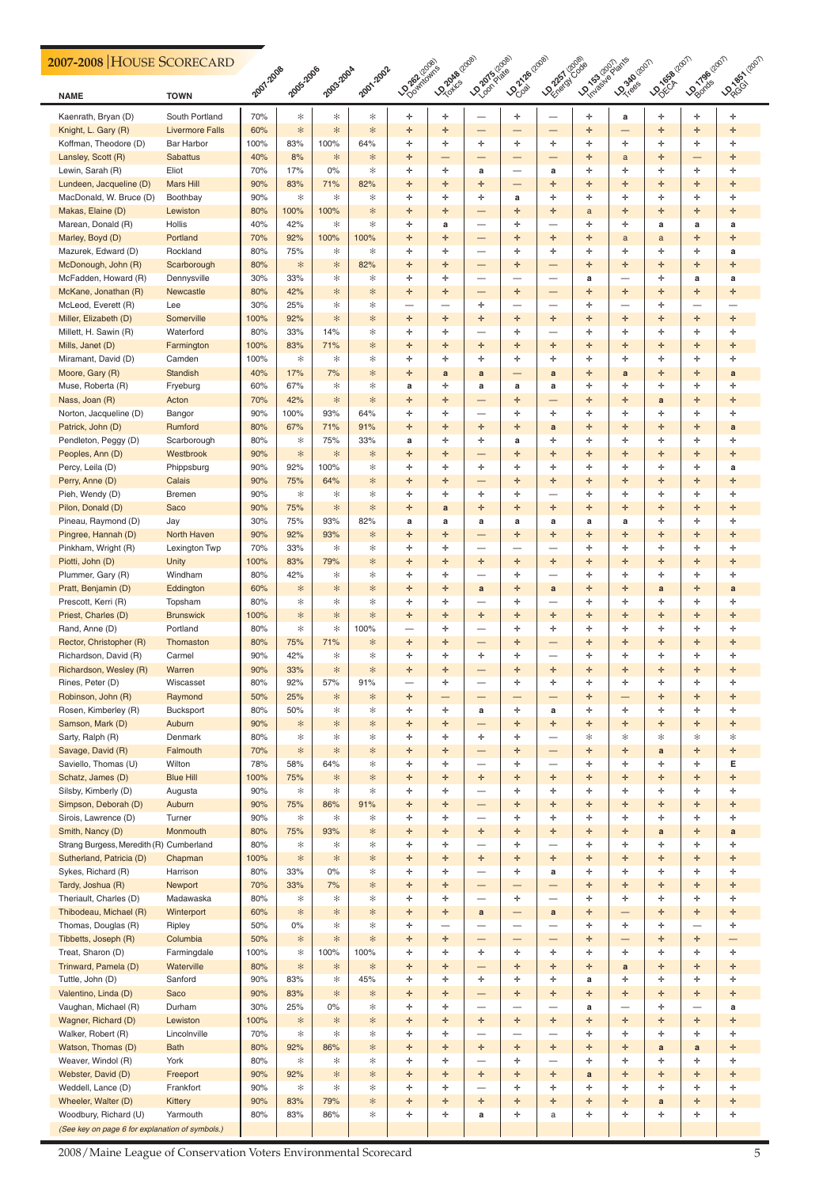## 2007-2008 | House Scorecard

| NAME | TOWN | 2007-2008 | 2005-2006 | 2003-2004 | 2001-2002 | LD 262 (2008) Downtowns | LD 2048 (2008) Toxics | LD 2075 (2008) Loon Plate | LD 2126 (2008) Coal | LD 2257 (2008) Energy Code | LD 153 (2007) Invasive Plants | LD 340 (2007) Trees | LD 1658 (2007) DECA | LD 1796 (2007) Bonds | LD 1851 (2007) RGGI |
|---|---|---|---|---|---|---|---|---|---|---|---|---|---|---|---|
| Kaenrath, Bryan (D) | South Portland | 70% | * | * | * | + | + | — | + | — | + | a | + | + | + |
| Knight, L. Gary (R) | Livermore Falls | 60% | * | * | * | + | + | — | — | — | + | — | + | + | + |
| Koffman, Theodore (D) | Bar Harbor | 100% | 83% | 100% | 64% | + | + | + | + | + | + | + | + | + | + |
| Lansley, Scott (R) | Sabattus | 40% | 8% | * | * | + | — | — | — | — | + | a | + | — | + |
| Lewin, Sarah (R) | Eliot | 70% | 17% | 0% | * | + | + | a | — | a | + | + | + | + | + |
| Lundeen, Jacqueline (D) | Mars Hill | 90% | 83% | 71% | 82% | + | + | + | — | + | + | + | + | + | + |
| MacDonald, W. Bruce (D) | Boothbay | 90% | * | * | * | + | + | + | a | + | + | + | + | + | + |
| Makas, Elaine (D) | Lewiston | 80% | 100% | 100% | * | + | + | — | + | + | a | + | + | + | + |
| Marean, Donald (R) | Hollis | 40% | 42% | * | * | + | a | — | + | — | + | + | a | a | a |
| Marley, Boyd (D) | Portland | 70% | 92% | 100% | 100% | + | + | — | + | + | + | a | a | + | + |
| Mazurek, Edward (D) | Rockland | 80% | 75% | * | * | + | + | — | + | + | + | + | + | + | a |
| McDonough, John (R) | Scarborough | 80% | * | * | 82% | + | + | — | + | — | + | + | + | + | + |
| McFadden, Howard (R) | Dennysville | 30% | 33% | * | * | + | + | — | — | — | a | — | + | a | a |
| McKane, Jonathan (R) | Newcastle | 80% | 42% | * | * | + | + | — | + | — | + | + | + | + | + |
| McLeod, Everett (R) | Lee | 30% | 25% | * | * | — | — | + | — | — | + | — | + | — | — |
| Miller, Elizabeth (D) | Somerville | 100% | 92% | * | * | + | + | + | + | + | + | + | + | + | + |
| Millett, H. Sawin (R) | Waterford | 80% | 33% | 14% | * | + | + | — | + | — | + | + | + | + | + |
| Mills, Janet (D) | Farmington | 100% | 83% | 71% | * | + | + | + | + | + | + | + | + | + | + |
| Miramant, David (D) | Camden | 100% | * | * | * | + | + | + | + | + | + | + | + | + | + |
| Moore, Gary (R) | Standish | 40% | 17% | 7% | * | + | a | a | — | a | + | a | + | + | a |
| Muse, Roberta (R) | Fryeburg | 60% | 67% | * | * | a | + | a | a | a | + | + | + | + | + |
| Nass, Joan (R) | Acton | 70% | 42% | * | * | + | + | — | + | — | + | + | a | + | + |
| Norton, Jacqueline (D) | Bangor | 90% | 100% | 93% | 64% | + | + | — | + | + | + | + | + | + | + |
| Patrick, John (D) | Rumford | 80% | 67% | 71% | 91% | + | + | + | + | a | + | + | + | + | a |
| Pendleton, Peggy (D) | Scarborough | 80% | * | 75% | 33% | a | + | + | a | + | + | + | + | + | + |
| Peoples, Ann (D) | Westbrook | 90% | * | * | * | + | + | — | + | + | + | + | + | + | + |
| Percy, Leila (D) | Phippsburg | 90% | 92% | 100% | * | + | + | + | + | + | + | + | + | + | a |
| Perry, Anne (D) | Calais | 90% | 75% | 64% | * | + | + | — | + | + | + | + | + | + | + |
| Pieh, Wendy (D) | Bremen | 90% | * | * | * | + | + | + | + | — | + | + | + | + | + |
| Pilon, Donald (D) | Saco | 90% | 75% | * | * | + | a | + | + | + | + | + | + | + | + |
| Pineau, Raymond (D) | Jay | 30% | 75% | 93% | 82% | a | a | a | a | a | a | a | + | + | + |
| Pingree, Hannah (D) | North Haven | 90% | 92% | 93% | * | + | + | — | + | + | + | + | + | + | + |
| Pinkham, Wright (R) | Lexington Twp | 70% | 33% | * | * | + | + | — | — | — | + | + | + | + | + |
| Piotti, John (D) | Unity | 100% | 83% | 79% | * | + | + | + | + | + | + | + | + | + | + |
| Plummer, Gary (R) | Windham | 80% | 42% | * | * | + | + | — | + | — | + | + | + | + | + |
| Pratt, Benjamin (D) | Eddington | 60% | * | * | * | + | + | a | + | a | + | + | a | + | a |
| Prescott, Kerri (R) | Topsham | 80% | * | * | * | + | + | — | + | — | + | + | + | + | + |
| Priest, Charles (D) | Brunswick | 100% | * | * | * | + | + | + | + | + | + | + | + | + | + |
| Rand, Anne (D) | Portland | 80% | * | * | 100% | — | + | — | + | + | + | + | + | + | + |
| Rector, Christopher (R) | Thomaston | 80% | 75% | 71% | * | + | + | — | + | — | + | + | + | + | + |
| Richardson, David (R) | Carmel | 90% | 42% | * | * | + | + | + | + | — | + | + | + | + | + |
| Richardson, Wesley (R) | Warren | 90% | 33% | * | * | + | + | — | + | + | + | + | + | + | + |
| Rines, Peter (D) | Wiscasset | 80% | 92% | 57% | 91% | — | + | — | + | + | + | + | + | + | + |
| Robinson, John (R) | Raymond | 50% | 25% | * | * | + | — | — | — | — | + | — | + | + | + |
| Rosen, Kimberley (R) | Bucksport | 80% | 50% | * | * | + | + | a | + | a | + | + | + | + | + |
| Samson, Mark (D) | Auburn | 90% | * | * | * | + | + | — | + | + | + | + | + | + | + |
| Sarty, Ralph (R) | Denmark | 80% | * | * | * | + | + | + | + | — | * | * | * | * | * |
| Savage, David (R) | Falmouth | 70% | * | * | * | + | + | — | + | — | + | + | a | + | + |
| Saviello, Thomas (U) | Wilton | 78% | 58% | 64% | * | + | + | — | + | — | + | + | + | + | E |
| Schatz, James (D) | Blue Hill | 100% | 75% | * | * | + | + | + | + | + | + | + | + | + | + |
| Silsby, Kimberly (D) | Augusta | 90% | * | * | * | + | + | — | + | + | + | + | + | + | + |
| Simpson, Deborah (D) | Auburn | 90% | 75% | 86% | 91% | + | + | — | + | + | + | + | + | + | + |
| Sirois, Lawrence (D) | Turner | 90% | * | * | * | + | + | — | + | + | + | + | + | + | + |
| Smith, Nancy (D) | Monmouth | 80% | 75% | 93% | * | + | + | + | + | + | + | + | a | + | a |
| Strang Burgess, Meredith (R) | Cumberland | 80% | * | * | * | + | + | — | + | — | + | + | + | + | + |
| Sutherland, Patricia (D) | Chapman | 100% | * | * | * | + | + | + | + | + | + | + | + | + | + |
| Sykes, Richard (R) | Harrison | 80% | 33% | 0% | * | + | + | — | + | a | + | + | + | + | + |
| Tardy, Joshua (R) | Newport | 70% | 33% | 7% | * | + | + | — | — | — | + | + | + | + | + |
| Theriault, Charles (D) | Madawaska | 80% | * | * | * | + | + | — | + | — | + | + | + | + | + |
| Thibodeau, Michael (R) | Winterport | 60% | * | * | * | + | + | a | — | a | + | — | + | + | + |
| Thomas, Douglas (R) | Ripley | 50% | 0% | * | * | + | — | — | — | — | + | + | + | — | + |
| Tibbetts, Joseph (R) | Columbia | 50% | * | * | * | + | + | — | — | — | + | — | + | + | — |
| Treat, Sharon (D) | Farmingdale | 100% | * | 100% | 100% | + | + | + | + | + | + | + | + | + | + |
| Trinward, Pamela (D) | Waterville | 80% | * | * | * | + | + | — | + | + | + | a | + | + | + |
| Tuttle, John (D) | Sanford | 90% | 83% | * | 45% | + | + | + | + | + | a | + | + | + | + |
| Valentino, Linda (D) | Saco | 90% | 83% | * | * | + | + | — | + | + | + | + | + | + | + |
| Vaughan, Michael (R) | Durham | 30% | 25% | 0% | * | + | + | — | — | — | a | — | + | — | a |
| Wagner, Richard (D) | Lewiston | 100% | * | * | * | + | + | + | + | + | + | + | + | + | + |
| Walker, Robert (R) | Lincolnville | 70% | * | * | * | + | + | — | — | — | + | + | + | + | + |
| Watson, Thomas (D) | Bath | 80% | 92% | 86% | * | + | + | + | + | + | + | + | a | a | + |
| Weaver, Windol (R) | York | 80% | * | * | * | + | + | — | + | — | + | + | + | + | + |
| Webster, David (D) | Freeport | 90% | 92% | * | * | + | + | + | + | + | a | + | + | + | + |
| Weddell, Lance (D) | Frankfort | 90% | * | * | * | + | + | — | + | + | + | + | + | + | + |
| Wheeler, Walter (D) | Kittery | 90% | 83% | 79% | * | + | + | + | + | + | + | + | a | + | + |
| Woodbury, Richard (U) | Yarmouth | 80% | 83% | 86% | * | + | + | a | + | a | + | + | + | + | + |

*(See key on page 6 for explanation of symbols.)*

2008 / Maine League of Conservation Voters Environmental Scorecard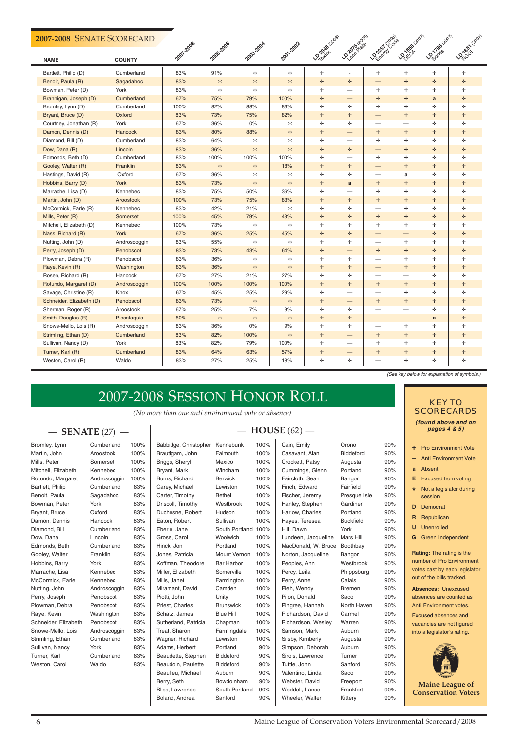## 2007-2008 | SENATE SCORECARD

| NAME | COUNTY | 2007-2008 | 2005-2006 | 2003-2004 | 2001-2002 | LD 2048 (2008) Toxics | LD 2075 (2008) Loon Plate | LD 2257 (2008) Energy Code | LD 1658 (2007) DECA | LD 1796 (2007) Bonds | LD 1851 (2007) RGGI |
|---|---|---|---|---|---|---|---|---|---|---|---|
| Bartlett, Philip (D) | Cumberland | 83% | 91% | * | * | + | - | + | + | + | + |
| Benoit, Paula (R) | Sagadahoc | 83% | * | * | * | + | + | — | + | + | + |
| Bowman, Peter (D) | York | 83% | * | * | * | + | — | + | + | + | + |
| Brannigan, Joseph (D) | Cumberland | 67% | 75% | 79% | 100% | + | — | + | + | a | + |
| Bromley, Lynn (D) | Cumberland | 100% | 82% | 88% | 86% | + | + | + | + | + | + |
| Bryant, Bruce (D) | Oxford | 83% | 73% | 75% | 82% | + | + | — | + | + | + |
| Courtney, Jonathan (R) | York | 67% | 36% | 0% | * | + | + | — | — | + | + |
| Damon, Dennis (D) | Hancock | 83% | 80% | 88% | * | + | — | + | + | + | + |
| Diamond, Bill (D) | Cumberland | 83% | 64% | * | * | + | — | + | + | + | + |
| Dow, Dana (R) | Lincoln | 83% | 36% | * | * | + | + | — | + | + | + |
| Edmonds, Beth (D) | Cumberland | 83% | 100% | 100% | 100% | + | — | + | + | + | + |
| Gooley, Walter (R) | Franklin | 83% | * | * | 18% | + | + | — | + | + | + |
| Hastings, David (R) | Oxford | 67% | 36% | * | * | + | + | — | a | + | + |
| Hobbins, Barry (D) | York | 83% | 73% | * | * | + | a | + | + | + | + |
| Marrache, Lisa (D) | Kennebec | 83% | 75% | 50% | 36% | + | — | + | + | + | + |
| Martin, John (D) | Aroostook | 100% | 73% | 75% | 83% | + | + | + | + | + | + |
| McCormick, Earle (R) | Kennebec | 83% | 42% | 21% | * | + | + | — | + | + | + |
| Mills, Peter (R) | Somerset | 100% | 45% | 79% | 43% | + | + | + | + | + | + |
| Mitchell, Elizabeth (D) | Kennebec | 100% | 73% | * | * | + | + | + | + | + | + |
| Nass, Richard (R) | York | 67% | 36% | 25% | 45% | + | + | — | — | + | + |
| Nutting, John (D) | Androscoggin | 83% | 55% | * | * | + | + | — | + | + | + |
| Perry, Joseph (D) | Penobscot | 83% | 73% | 43% | 64% | + | — | + | + | + | + |
| Plowman, Debra (R) | Penobscot | 83% | 36% | * | * | + | + | — | + | + | + |
| Raye, Kevin (R) | Washington | 83% | 36% | * | * | + | + | — | + | + | + |
| Rosen, Richard (R) | Hancock | 67% | 27% | 21% | 27% | + | + | — | — | + | + |
| Rotundo, Margaret (D) | Androscoggin | 100% | 100% | 100% | 100% | + | + | + | + | + | + |
| Savage, Christine (R) | Knox | 67% | 45% | 25% | 29% | + | — | — | + | + | + |
| Schneider, Elizabeth (D) | Penobscot | 83% | 73% | * | * | + | — | + | + | + | + |
| Sherman, Roger (R) | Aroostook | 67% | 25% | 7% | 9% | + | + | — | — | + | + |
| Smith, Douglas (R) | Piscataquis | 50% | * | * | * | + | + | — | — | a | + |
| Snowe-Mello, Lois (R) | Androscoggin | 83% | 36% | 0% | 9% | + | + | — | + | + | + |
| Strimling, Ethan (D) | Cumberland | 83% | 82% | 100% | * | + | — | + | + | + | + |
| Sullivan, Nancy (D) | York | 83% | 82% | 79% | 100% | + | — | + | + | + | + |
| Turner, Karl (R) | Cumberland | 83% | 64% | 63% | 57% | + | — | + | + | + | + |
| Weston, Carol (R) | Waldo | 83% | 27% | 25% | 18% | + | + | — | + | + | + |

*(See key below for explanation of symbols.)*

# 2007-2008 SESSION HONOR ROLL

*(No more than one anti environment vote or absence)*

### — SENATE (27) —

| Name | County | Rating |
|---|---|---|
| Bromley, Lynn | Cumberland | 100% |
| Martin, John | Aroostook | 100% |
| Mills, Peter | Somerset | 100% |
| Mitchell, Elizabeth | Kennebec | 100% |
| Rotundo, Margaret | Androscoggin | 100% |
| Bartlett, Philip | Cumberland | 83% |
| Benoit, Paula | Sagadahoc | 83% |
| Bowman, Peter | York | 83% |
| Bryant, Bruce | Oxford | 83% |
| Damon, Dennis | Hancock | 83% |
| Diamond, Bill | Cumberland | 83% |
| Dow, Dana | Lincoln | 83% |
| Edmonds, Beth | Cumberland | 83% |
| Gooley, Walter | Franklin | 83% |
| Hobbins, Barry | York | 83% |
| Marrache, Lisa | Kennebec | 83% |
| McCormick, Earle | Kennebec | 83% |
| Nutting, John | Androscoggin | 83% |
| Perry, Joseph | Penobscot | 83% |
| Plowman, Debra | Penobscot | 83% |
| Raye, Kevin | Washington | 83% |
| Schneider, Elizabeth | Penobscot | 83% |
| Snowe-Mello, Lois | Androscoggin | 83% |
| Strimling, Ethan | Cumberland | 83% |
| Sullivan, Nancy | York | 83% |
| Turner, Karl | Cumberland | 83% |
| Weston, Carol | Waldo | 83% |

### — HOUSE (62) —

| Name | Town | Rating |
|---|---|---|
| Babbidge, Christopher | Kennebunk | 100% |
| Brautigam, John | Falmouth | 100% |
| Briggs, Sheryl | Mexico | 100% |
| Bryant, Mark | Windham | 100% |
| Burns, Richard | Berwick | 100% |
| Carey, Michael | Lewiston | 100% |
| Carter, Timothy | Bethel | 100% |
| Driscoll, Timothy | Westbrook | 100% |
| Duchesne, Robert | Hudson | 100% |
| Eaton, Robert | Sullivan | 100% |
| Eberle, Jane | South Portland | 100% |
| Grose, Carol | Woolwich | 100% |
| Hinck, Jon | Portland | 100% |
| Jones, Patricia | Mount Vernon | 100% |
| Koffman, Theodore | Bar Harbor | 100% |
| Miller, Elizabeth | Somerville | 100% |
| Mills, Janet | Farmington | 100% |
| Miramant, David | Camden | 100% |
| Piotti, John | Unity | 100% |
| Priest, Charles | Brunswick | 100% |
| Schatz, James | Blue Hill | 100% |
| Sutherland, Patricia | Chapman | 100% |
| Treat, Sharon | Farmingdale | 100% |
| Wagner, Richard | Lewiston | 100% |
| Adams, Herbert | Portland | 90% |
| Beaudette, Stephen | Biddeford | 90% |
| Beaudoin, Paulette | Biddeford | 90% |
| Beaulieu, Michael | Auburn | 90% |
| Berry, Seth | Bowdoinham | 90% |
| Bliss, Lawrence | South Portland | 90% |
| Boland, Andrea | Sanford | 90% |
| Cain, Emily | Orono | 90% |
| Casavant, Alan | Biddeford | 90% |
| Crockett, Patsy | Augusta | 90% |
| Cummings, Glenn | Portland | 90% |
| Faircloth, Sean | Bangor | 90% |
| Finch, Edward | Fairfield | 90% |
| Fischer, Jeremy | Presque Isle | 90% |
| Hanley, Stephen | Gardiner | 90% |
| Harlow, Charles | Portland | 90% |
| Hayes, Teresea | Buckfield | 90% |
| Hill, Dawn | York | 90% |
| Lundeen, Jacqueline | Mars Hill | 90% |
| MacDonald, W. Bruce | Boothbay | 90% |
| Norton, Jacqueline | Bangor | 90% |
| Peoples, Ann | Westbrook | 90% |
| Percy, Leila | Phippsburg | 90% |
| Perry, Anne | Calais | 90% |
| Pieh, Wendy | Bremen | 90% |
| Pilon, Donald | Saco | 90% |
| Pingree, Hannah | North Haven | 90% |
| Richardson, David | Carmel | 90% |
| Richardson, Wesley | Warren | 90% |
| Samson, Mark | Auburn | 90% |
| Silsby, Kimberly | Augusta | 90% |
| Simpson, Deborah | Auburn | 90% |
| Sirois, Lawrence | Turner | 90% |
| Tuttle, John | Sanford | 90% |
| Valentino, Linda | Saco | 90% |
| Webster, David | Freeport | 90% |
| Weddell, Lance | Frankfort | 90% |
| Wheeler, Walter | Kittery | 90% |

## KEY TO SCORECARDS

***(found above and on pages 4 & 5)***

- **+** Pro Environment Vote
- **—** Anti Environment Vote
- **a** Absent
- **E** Excused from voting
- **\*** Not a legislator during session
- **D** Democrat
- **R** Republican
- **U** Unenrolled
- **G** Green Independent

**Rating:** The rating is the number of Pro Environment votes cast by each legislator out of the bills tracked.

**Absences:** Unexcused absences are counted as Anti Environment votes.

Excused absences and vacancies are not figured into a legislator's rating.

**Maine League of Conservation Voters**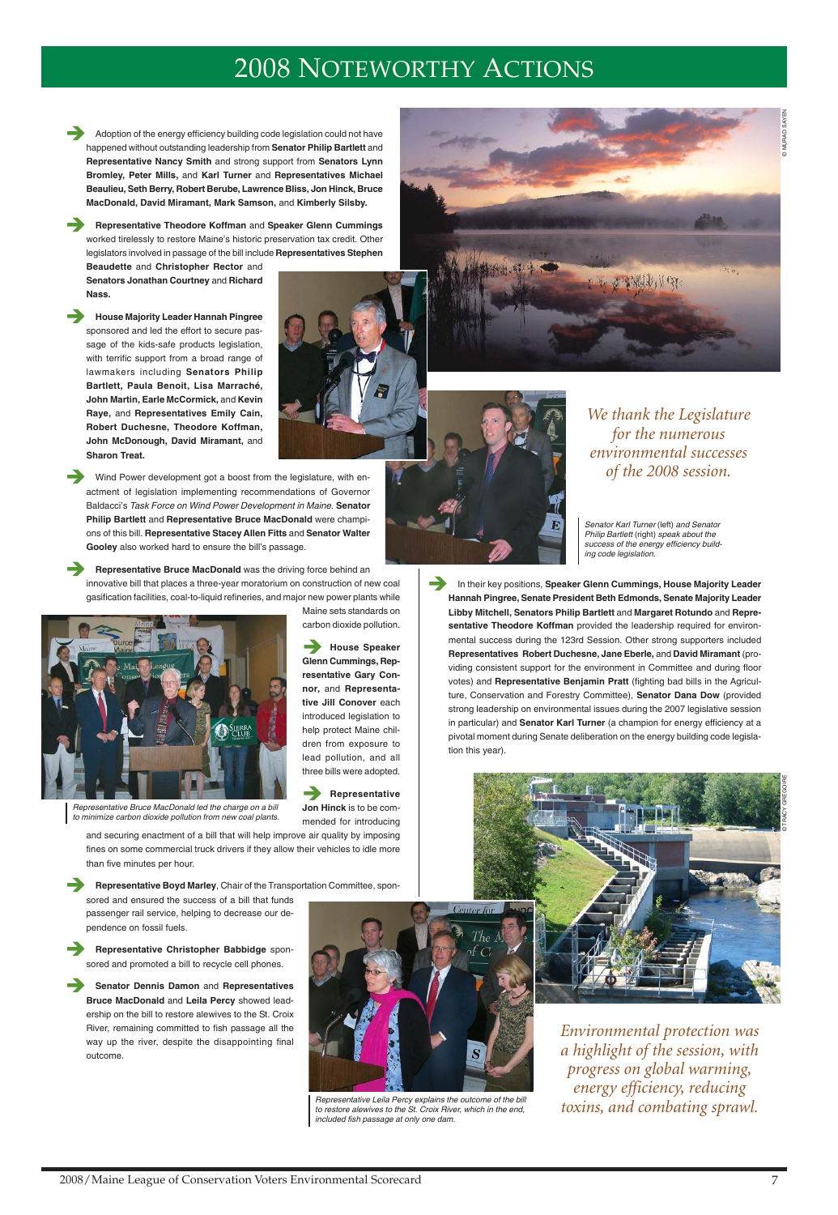# 2008 Noteworthy Actions

➔ Adoption of the energy efficiency building code legislation could not have happened without outstanding leadership from **Senator Philip Bartlett** and **Representative Nancy Smith** and strong support from **Senators Lynn Bromley, Peter Mills,** and **Karl Turner** and **Representatives Michael Beaulieu, Seth Berry, Robert Berube, Lawrence Bliss, Jon Hinck, Bruce MacDonald, David Miramant, Mark Samson,** and **Kimberly Silsby.**

➔ **Representative Theodore Koffman** and **Speaker Glenn Cummings** worked tirelessly to restore Maine's historic preservation tax credit. Other legislators involved in passage of the bill include **Representatives Stephen Beaudette** and **Christopher Rector** and **Senators Jonathan Courtney** and **Richard Nass.**

➔ **House Majority Leader Hannah Pingree** sponsored and led the effort to secure passage of the kids-safe products legislation, with terrific support from a broad range of lawmakers including **Senators Philip Bartlett, Paula Benoit, Lisa Marraché, John Martin, Earle McCormick,** and **Kevin Raye,** and **Representatives Emily Cain, Robert Duchesne, Theodore Koffman, John McDonough, David Miramant,** and **Sharon Treat.**

➔ Wind Power development got a boost from the legislature, with enactment of legislation implementing recommendations of Governor Baldacci's *Task Force on Wind Power Development in Maine.* **Senator Philip Bartlett** and **Representative Bruce MacDonald** were champions of this bill. **Representative Stacey Allen Fitts** and **Senator Walter Gooley** also worked hard to ensure the bill's passage.

➔ **Representative Bruce MacDonald** was the driving force behind an innovative bill that places a three-year moratorium on construction of new coal gasification facilities, coal-to-liquid refineries, and major new power plants while Maine sets standards on carbon dioxide pollution.

*Representative Bruce MacDonald led the charge on a bill to minimize carbon dioxide pollution from new coal plants.*

➔ **House Speaker Glenn Cummings, Representative Gary Connor,** and **Representative Jill Conover** each introduced legislation to help protect Maine children from exposure to lead pollution, and all three bills were adopted.

➔ **Representative Jon Hinck** is to be commended for introducing and securing enactment of a bill that will help improve air quality by imposing fines on some commercial truck drivers if they allow their vehicles to idle more than five minutes per hour.

➔ **Representative Boyd Marley**, Chair of the Transportation Committee, sponsored and ensured the success of a bill that funds passenger rail service, helping to decrease our dependence on fossil fuels.

➔ **Representative Christopher Babbidge** sponsored and promoted a bill to recycle cell phones.

➔ **Senator Dennis Damon** and **Representatives Bruce MacDonald** and **Leila Percy** showed leadership on the bill to restore alewives to the St. Croix River, remaining committed to fish passage all the way up the river, despite the disappointing final outcome.

*Representative Leila Percy explains the outcome of the bill to restore alewives to the St. Croix River, which in the end, included fish passage at only one dam.*

*We thank the Legislature for the numerous environmental successes of the 2008 session.*

*Senator Karl Turner (left) and Senator Philip Bartlett (right) speak about the success of the energy efficiency building code legislation.*

➔ In their key positions, **Speaker Glenn Cummings, House Majority Leader Hannah Pingree, Senate President Beth Edmonds, Senate Majority Leader Libby Mitchell, Senators Philip Bartlett** and **Margaret Rotundo** and **Representative Theodore Koffman** provided the leadership required for environmental success during the 123rd Session. Other strong supporters included **Representatives Robert Duchesne, Jane Eberle,** and **David Miramant** (providing consistent support for the environment in Committee and during floor votes) and **Representative Benjamin Pratt** (fighting bad bills in the Agriculture, Conservation and Forestry Committee), **Senator Dana Dow** (provided strong leadership on environmental issues during the 2007 legislative session in particular) and **Senator Karl Turner** (a champion for energy efficiency at a pivotal moment during Senate deliberation on the energy building code legislation this year).

*Environmental protection was a highlight of the session, with progress on global warming, energy efficiency, reducing toxins, and combating sprawl.*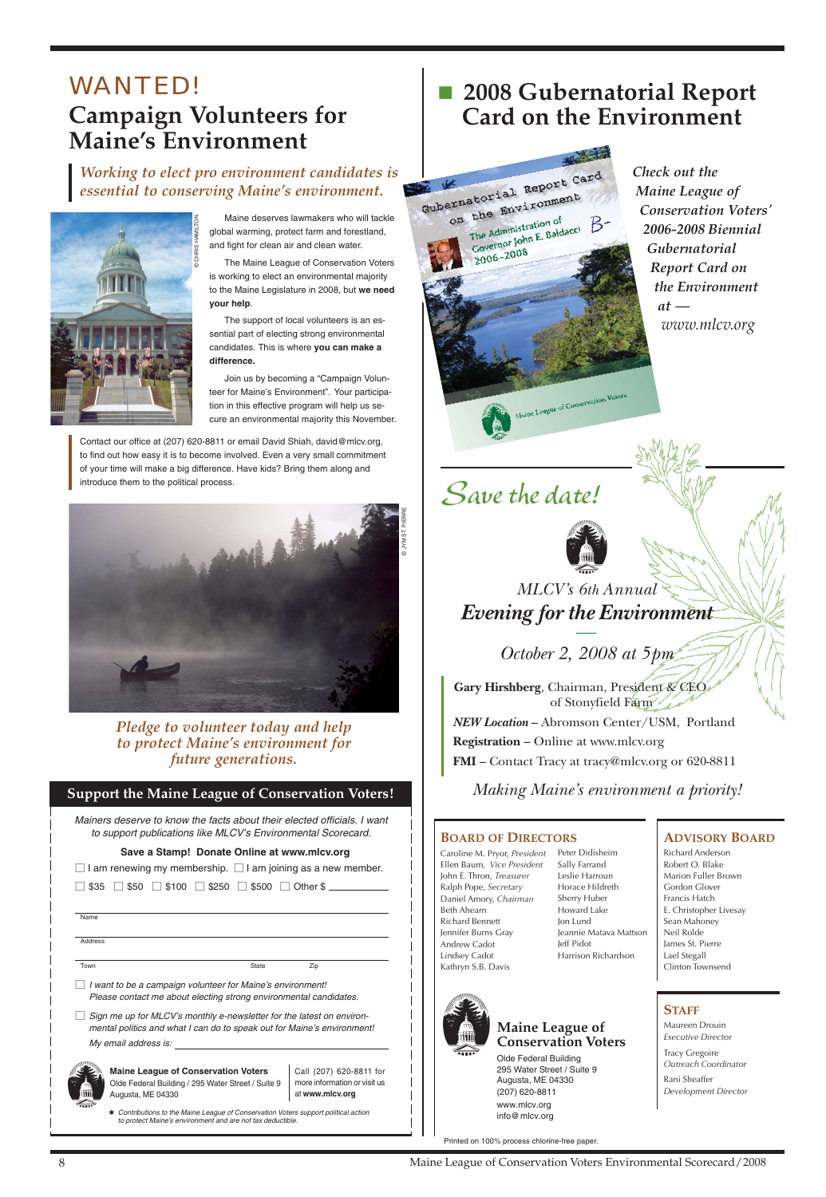# WANTED!

## Campaign Volunteers for Maine's Environment

*Working to elect pro environment candidates is essential to conserving Maine's environment.*

© CHRIS HAMILTON

Maine deserves lawmakers who will tackle global warming, protect farm and forestland, and fight for clean air and clean water.

The Maine League of Conservation Voters is working to elect an environmental majority to the Maine Legislature in 2008, but **we need your help**.

The support of local volunteers is an essential part of electing strong environmental candidates. This is where **you can make a difference.**

Join us by becoming a "Campaign Volunteer for Maine's Environment". Your participation in this effective program will help us secure an environmental majority this November.

Contact our office at (207) 620-8811 or email David Shiah, david@mlcv.org, to find out how easy it is to become involved. Even a very small commitment of your time will make a big difference. Have kids? Bring them along and introduce them to the political process.

© JYM ST. PIERRE

*Pledge to volunteer today and help to protect Maine's environment for future generations.*

## Support the Maine League of Conservation Voters!

*Mainers deserve to know the facts about their elected officials. I want to support publications like MLCV's Environmental Scorecard.*

**Save a Stamp! Donate Online at www.mlcv.org**

☐ I am renewing my membership. ☐ I am joining as a new member.

☐ $35 ☐ $50 ☐ $100 ☐ $250 ☐ $500 ☐ Other $ ________

Name ________

Address ________

Town ________ State ________ Zip ________

☐ *I want to be a campaign volunteer for Maine's environment! Please contact me about electing strong environmental candidates.*

☐ *Sign me up for MLCV's monthly e-newsletter for the latest on environmental politics and what I can do to speak out for Maine's environment! My email address is:* ________

**Maine League of Conservation Voters**
Olde Federal Building / 295 Water Street / Suite 9
Augusta, ME 04330

Call (207) 620-8811 for more information or visit us at **www.mlcv.org**

✱ *Contributions to the Maine League of Conservation Voters support political action to protect Maine's environment and are not tax deductible.*

## 2008 Gubernatorial Report Card on the Environment

Gubernatorial Report Card on the Environment
The Administration of Governor John E. Baldacci 2006–2008
B-
Maine League of Conservation Voters

*Check out the Maine League of Conservation Voters' 2006-2008 Biennial Gubernatorial Report Card on the Environment at — www.mlcv.org*

## *Save the date!*

*MLCV's 6th Annual*

***Evening for the Environment***

*October 2, 2008 at 5pm*

**Gary Hirshberg**, Chairman, President & CEO of Stonyfield Farm

***NEW Location*** – Abromson Center/USM, Portland

**Registration** – Online at www.mlcv.org

**FMI** – Contact Tracy at tracy@mlcv.org or 620-8811

*Making Maine's environment a priority!*

### Board of Directors

Caroline M. Pryor, *President*
Ellen Baum, *Vice President*
John E. Thron, *Treasurer*
Ralph Pope, *Secretary*
Daniel Amory, *Chairman*
Beth Ahearn
Richard Bennett
Jennifer Burns Gray
Andrew Cadot
Lindsey Cadot
Kathryn S.B. Davis
Peter Didisheim
Sally Farrand
Leslie Harroun
Horace Hildreth
Sherry Huber
Howard Lake
Jon Lund
Jeannie Matava Mattson
Jeff Pidot
Harrison Richardson

### Advisory Board

Richard Anderson
Robert O. Blake
Marion Fuller Brown
Gordon Glover
Francis Hatch
E. Christopher Livesay
Sean Mahoney
Neil Rolde
James St. Pierre
Lael Stegall
Clinton Townsend

### Staff

Maureen Drouin
*Executive Director*

Tracy Gregoire
*Outreach Coordinator*

Rani Sheaffer
*Development Director*

**Maine League of Conservation Voters**
Olde Federal Building
295 Water Street / Suite 9
Augusta, ME 04330
(207) 620-8811
www.mlcv.org
info@mlcv.org

Printed on 100% process chlorine-free paper.